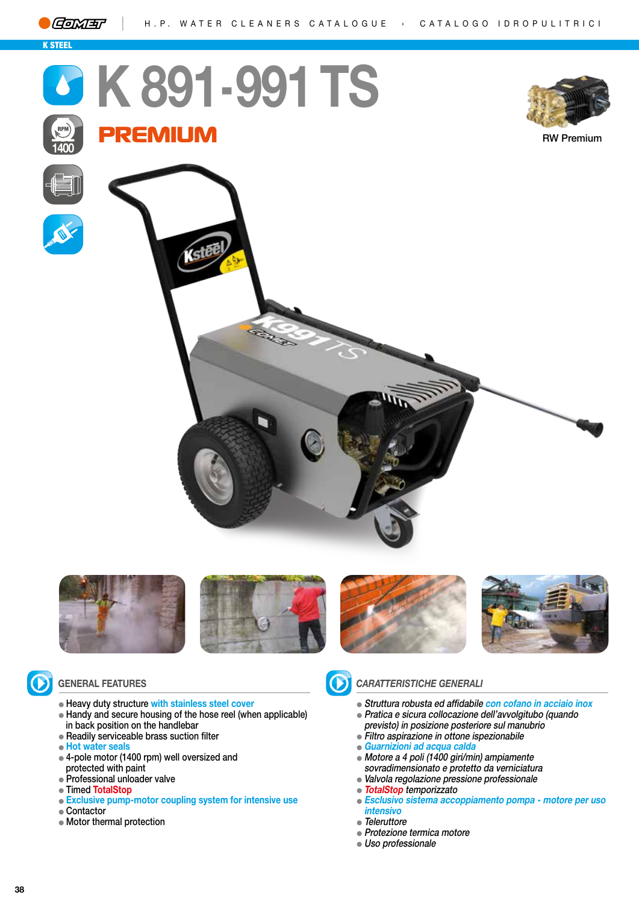K STEEL

# K 891-991 TS

## PREMIUM

1400

RW Premium

### GENERAL FEATURES

- Heavy duty structure with stainless steel cover
- Handy and secure housing of the hose reel (when applicable) in back position on the handlebar
- Readily serviceable brass suction filter
- Hot water seals
- 4-pole motor (1400 rpm) well oversized and protected with paint
- Professional unloader valve
- Timed TotalStop
- Exclusive pump-motor coupling system for intensive use
- Contactor
- Motor thermal protection

### *CARATTERISTICHE GENERALI*

- *Struttura robusta ed affidabile con cofano in acciaio inox*
- *Pratica e sicura collocazione dell'avvolgitubo (quando previsto) in posizione posteriore sul manubrio*
- *Filtro aspirazione in ottone ispezionabile*
- *Guarnizioni ad acqua calda*
- *Motore a 4 poli (1400 giri/min) ampiamente sovradimensionato e protetto da verniciatura*
- *Valvola regolazione pressione professionale*
- *TotalStop temporizzato*
- *Esclusivo sistema accoppiamento pompa - motore per uso intensivo*
- *Teleruttore*
- *Protezione termica motore*
- *Uso professionale*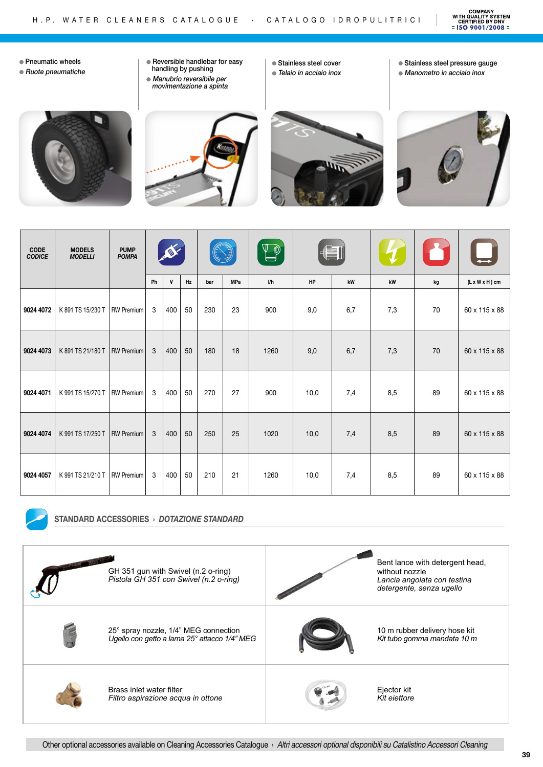- Pneumatic wheels
- *Ruote pneumatiche*

- Reversible handlebar for easy handling by pushing
- *Manubrio reversibile per movimentazione a spinta*

- Stainless steel cover
- *Telaio in acciaio inox*

- Stainless steel pressure gauge
- *Manometro in acciaio inox*

| CODE *CODICE* | MODELS *MODELLI* | PUMP *POMPA* | Ph | V | Hz | bar | MPa | l/h | HP | kW | kW | kg | (L x W x H) cm |
|---|---|---|---|---|---|---|---|---|---|---|---|---|---|
| 9024 4072 | K 891 TS 15/230 T | RW Premium | 3 | 400 | 50 | 230 | 23 | 900 | 9,0 | 6,7 | 7,3 | 70 | 60 x 115 x 88 |
| 9024 4073 | K 891 TS 21/180 T | RW Premium | 3 | 400 | 50 | 180 | 18 | 1260 | 9,0 | 6,7 | 7,3 | 70 | 60 x 115 x 88 |
| 9024 4071 | K 991 TS 15/270 T | RW Premium | 3 | 400 | 50 | 270 | 27 | 900 | 10,0 | 7,4 | 8,5 | 89 | 60 x 115 x 88 |
| 9024 4074 | K 991 TS 17/250 T | RW Premium | 3 | 400 | 50 | 250 | 25 | 1020 | 10,0 | 7,4 | 8,5 | 89 | 60 x 115 x 88 |
| 9024 4057 | K 991 TS 21/210 T | RW Premium | 3 | 400 | 50 | 210 | 21 | 1260 | 10,0 | 7,4 | 8,5 | 89 | 60 x 115 x 88 |

## STANDARD ACCESSORIES › *DOTAZIONE STANDARD*

| | |
|---|---|
| GH 351 gun with Swivel (n.2 o-ring) *Pistola GH 351 con Swivel (n.2 o-ring)* | Bent lance with detergent head, without nozzle *Lancia angolata con testina detergente, senza ugello* |
| 25° spray nozzle, 1/4" MEG connection *Ugello con getto a lama 25° attacco 1/4" MEG* | 10 m rubber delivery hose kit *Kit tubo gomma mandata 10 m* |
| Brass inlet water filter *Filtro aspirazione acqua in ottone* | Ejector kit *Kit eiettore* |

Other optional accessories available on Cleaning Accessories Catalogue › *Altri accessori optional disponibili su Catalistino Accessori Cleaning*